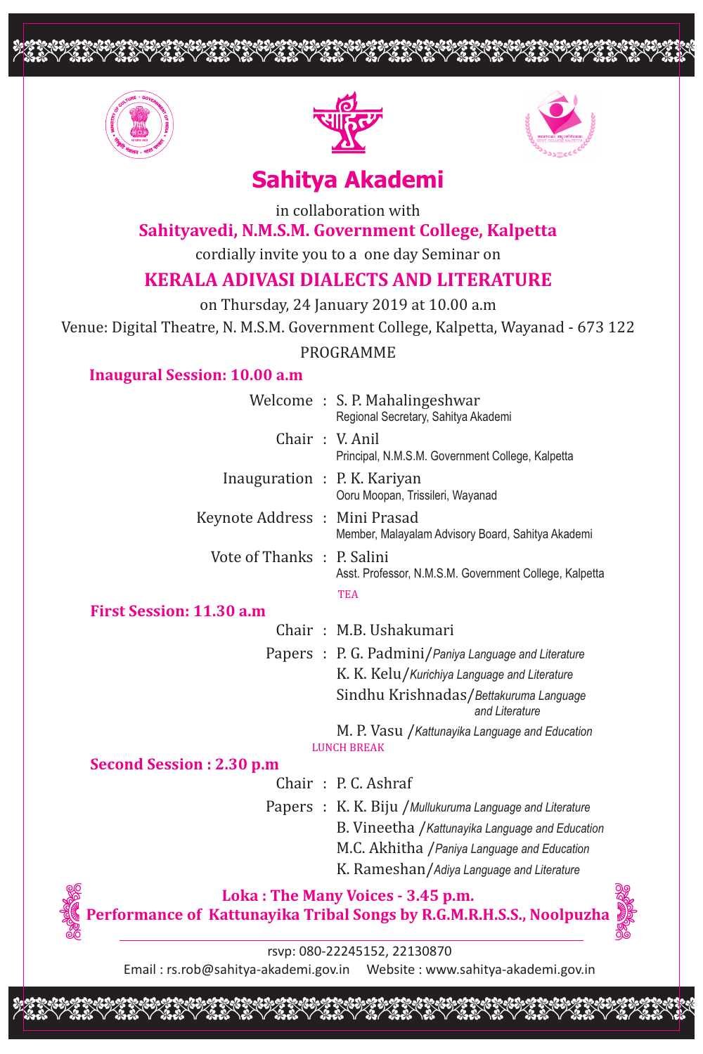# Sahitya Akademi

in collaboration with

**Sahityavedi, N.M.S.M. Government College, Kalpetta**

cordially invite you to a one day Seminar on

## KERALA ADIVASI DIALECTS AND LITERATURE

on Thursday, 24 January 2019 at 10.00 a.m

Venue: Digital Theatre, N. M.S.M. Government College, Kalpetta, Wayanad - 673 122

PROGRAMME

### Inaugural Session: 10.00 a.m

Welcome : S. P. Mahalingeshwar
Regional Secretary, Sahitya Akademi

Chair : V. Anil
Principal, N.M.S.M. Government College, Kalpetta

Inauguration : P. K. Kariyan
Ooru Moopan, Trissileri, Wayanad

Keynote Address : Mini Prasad
Member, Malayalam Advisory Board, Sahitya Akademi

Vote of Thanks : P. Salini
Asst. Professor, N.M.S.M. Government College, Kalpetta

TEA

### First Session: 11.30 a.m

Chair : M.B. Ushakumari

Papers : P. G. Padmini/*Paniya Language and Literature*
K. K. Kelu/*Kurichiya Language and Literature*
Sindhu Krishnadas/*Bettakuruma Language and Literature*
M. P. Vasu /*Kattunayika Language and Education*

LUNCH BREAK

### Second Session : 2.30 p.m

Chair : P. C. Ashraf

Papers : K. K. Biju /*Mullukuruma Language and Literature*
B. Vineetha /*Kattunayika Language and Education*
M.C. Akhitha /*Paniya Language and Education*
K. Rameshan/*Adiya Language and Literature*

**Loka : The Many Voices - 3.45 p.m.**
**Performance of Kattunayika Tribal Songs by R.G.M.R.H.S.S., Noolpuzha**

rsvp: 080-22245152, 22130870

Email : rs.rob@sahitya-akademi.gov.in Website : www.sahitya-akademi.gov.in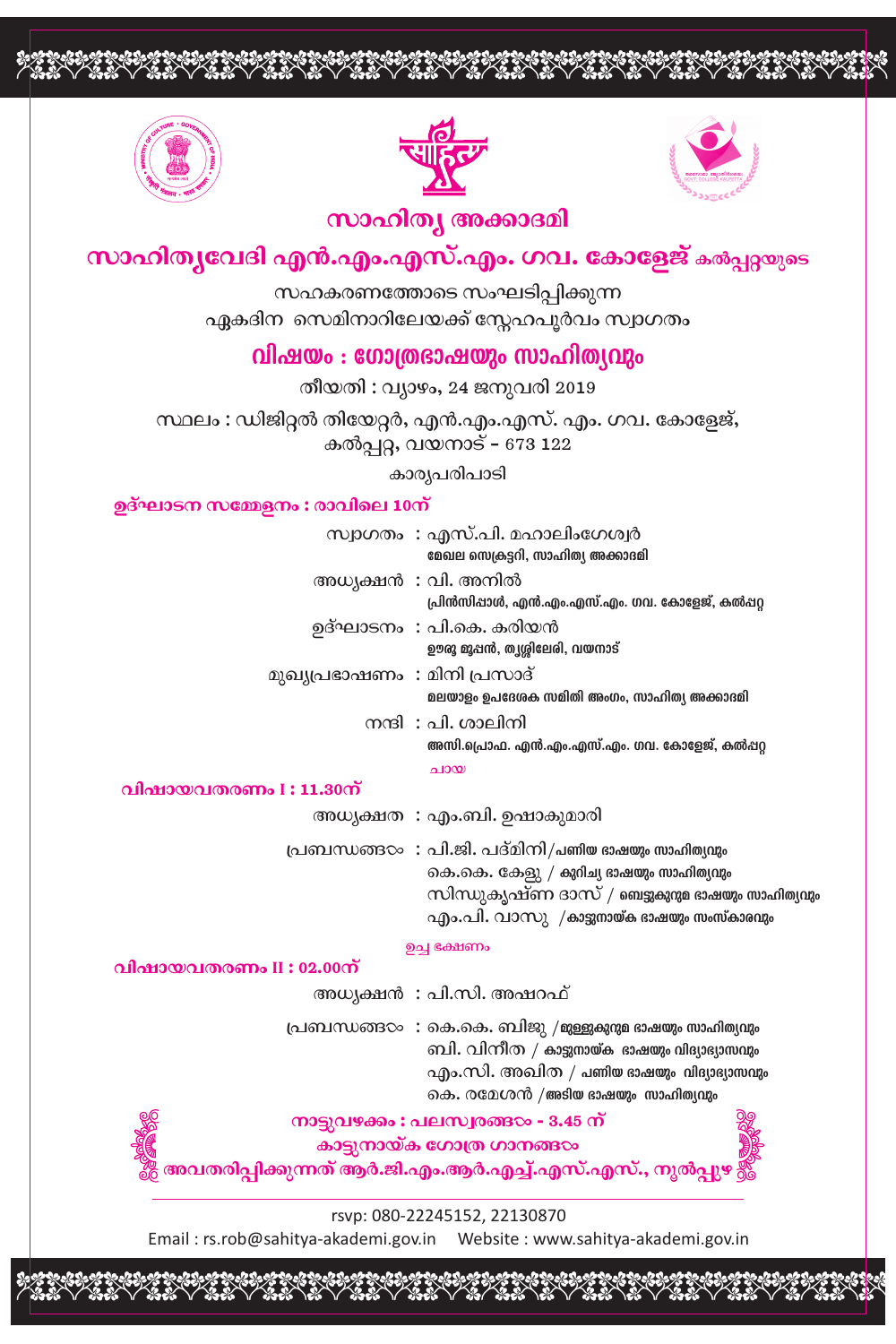# സാഹിത്യ അക്കാദമി

## സാഹിത്യവേദി എൻ.എം.എസ്.എം. ഗവ. കോളേജ് കൽപ്പറ്റയുടെ

സഹകരണത്തോടെ സംഘടിപ്പിക്കുന്ന
ഏകദിന സെമിനാറിലേയക്ക് സ്നേഹപൂർവം സ്വാഗതം

## വിഷയം : ഗോത്രഭാഷയും സാഹിത്യവും

തീയതി : വ്യാഴം, 24 ജനുവരി 2019

സ്ഥലം : ഡിജിറ്റൽ തിയേറ്റർ, എൻ.എം.എസ്. എം. ഗവ. കോളേജ്,
കൽപ്പറ്റ, വയനാട് – 673 122

കാര്യപരിപാടി

### ഉദ്ഘാടന സമ്മേളനം : രാവിലെ 10ന്

സ്വാഗതം : എസ്.പി. മഹാലിംഗേശ്വർ
**മേഖല സെക്രട്ടറി, സാഹിത്യ അക്കാദമി**

അധ്യക്ഷൻ : വി. അനിൽ
**പ്രിൻസിപ്പാൾ, എൻ.എം.എസ്.എം. ഗവ. കോളേജ്, കൽപ്പറ്റ**

ഉദ്ഘാടനം : പി.കെ. കരിയൻ
**ഊരു മൂപ്പൻ, തൃശ്ശിലേരി, വയനാട്**

മുഖ്യപ്രഭാഷണം : മിനി പ്രസാദ്
**മലയാളം ഉപദേശക സമിതി അംഗം, സാഹിത്യ അക്കാദമി**

നന്ദി : പി. ശാലിനി
**അസി.പ്രൊഫ. എൻ.എം.എസ്.എം. ഗവ. കോളേജ്, കൽപ്പറ്റ**

ചായ

### വിഷായവതരണം I : 11.30ന്

അധ്യക്ഷത : എം.ബി. ഉഷാകുമാരി

പ്രബന്ധങ്ങൾ : പി.ജി. പദ്മിനി/**പണിയ ഭാഷയും സാഹിത്യവും**
കെ.കെ. കേളു / **കുറിച്യ ഭാഷയും സാഹിത്യവും**
സിന്ധുകൃഷ്ണ ദാസ് / **ബെട്ടുക്കുറുമ ഭാഷയും സാഹിത്യവും**
എം.പി. വാസു /**കാട്ടുനായ്ക ഭാഷയും സംസ്കാരവും**

ഉച്ച ഭക്ഷണം

### വിഷായവതരണം II : 02.00ന്

അധ്യക്ഷൻ : പി.സി. അഷറഫ്

പ്രബന്ധങ്ങൾ : കെ.കെ. ബിജു /**മുള്ളുക്കുറുമ ഭാഷയും സാഹിത്യവും**
ബി. വിനീത / **കാട്ടുനായ്ക ഭാഷയും വിദ്യാഭ്യാസവും**
എം.സി. അഖിത / **പണിയ ഭാഷയും വിദ്യാഭ്യാസവും**
കെ. രമേശൻ /**അടിയ ഭാഷയും സാഹിത്യവും**

**നാട്ടുവഴക്കം : പലസ്വരങ്ങൾ - 3.45 ന്**
**കാട്ടുനായ്ക ഗോത്ര ഗാനങ്ങൾ**
**അവതരിപ്പിക്കുന്നത് ആർ.ജി.എം.ആർ.എച്ച്.എസ്.എസ്., നൂൽപ്പുഴ**

rsvp: 080-22245152, 22130870

Email : rs.rob@sahitya-akademi.gov.in Website : www.sahitya-akademi.gov.in